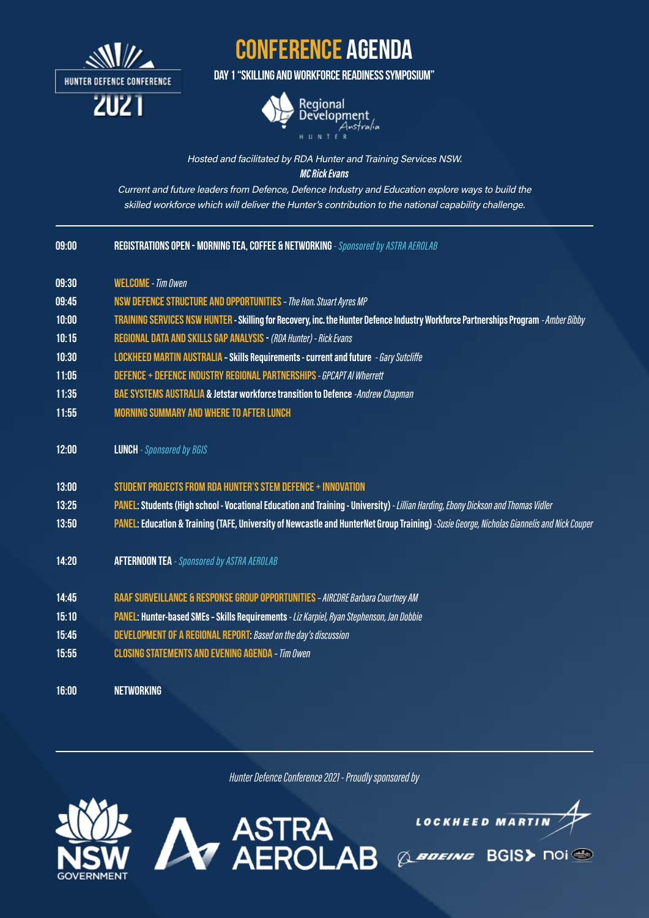HUNTER DEFENCE CONFERENCE 2021

# CONFERENCE AGENDA

## DAY 1 "SKILLING AND WORKFORCE READINESS SYMPOSIUM"

Regional Development Australia HUNTER

*Hosted and facilitated by RDA Hunter and Training Services NSW.*

***MC Rick Evans***

*Current and future leaders from Defence, Defence Industry and Education explore ways to build the skilled workforce which will deliver the Hunter's contribution to the national capability challenge.*

---

| Time | Session |
|---|---|
| 09:00 | **REGISTRATIONS OPEN - MORNING TEA, COFFEE & NETWORKING** - *Sponsored by ASTRA AEROLAB* |
| 09:30 | **WELCOME** - *Tim Owen* |
| 09:45 | **NSW DEFENCE STRUCTURE AND OPPORTUNITIES** – *The Hon. Stuart Ayres MP* |
| 10:00 | **TRAINING SERVICES NSW HUNTER - Skilling for Recovery, inc. the Hunter Defence Industry Workforce Partnerships Program** - *Amber Bibby* |
| 10:15 | **REGIONAL DATA AND SKILLS GAP ANALYSIS** - *(RDA Hunter) - Rick Evans* |
| 10:30 | **LOCKHEED MARTIN AUSTRALIA - Skills Requirements - current and future** - *Gary Sutcliffe* |
| 11:05 | **DEFENCE + DEFENCE INDUSTRY REGIONAL PARTNERSHIPS** - *GPCAPT Al Wherrett* |
| 11:35 | **BAE SYSTEMS AUSTRALIA & Jetstar workforce transition to Defence** -*Andrew Chapman* |
| 11:55 | **MORNING SUMMARY AND WHERE TO AFTER LUNCH** |
| 12:00 | **LUNCH** - *Sponsored by BGIS* |
| 13:00 | **STUDENT PROJECTS FROM RDA HUNTER'S STEM DEFENCE + INNOVATION** |
| 13:25 | **PANEL: Students (High school - Vocational Education and Training - University)** - *Lillian Harding, Ebony Dickson and Thomas Vidler* |
| 13:50 | **PANEL: Education & Training (TAFE, University of Newcastle and HunterNet Group Training)** -*Susie George, Nicholas Giannelis and Nick Couper* |
| 14:20 | **AFTERNOON TEA** - *Sponsored by ASTRA AEROLAB* |
| 14:45 | **RAAF SURVEILLANCE & RESPONSE GROUP OPPORTUNITIES** – *AIRCDRE Barbara Courtney AM* |
| 15:10 | **PANEL: Hunter-based SMEs – Skills Requirements** - *Liz Karpiel, Ryan Stephenson, Jan Dobbie* |
| 15:45 | **DEVELOPMENT OF A REGIONAL REPORT:** *Based on the day's discussion* |
| 15:55 | **CLOSING STATEMENTS AND EVENING AGENDA** – *Tim Owen* |
| 16:00 | **NETWORKING** |

---

*Hunter Defence Conference 2021 - Proudly sponsored by*

NSW GOVERNMENT · ASTRA AEROLAB · LOCKHEED MARTIN · BOEING · BGIS · noi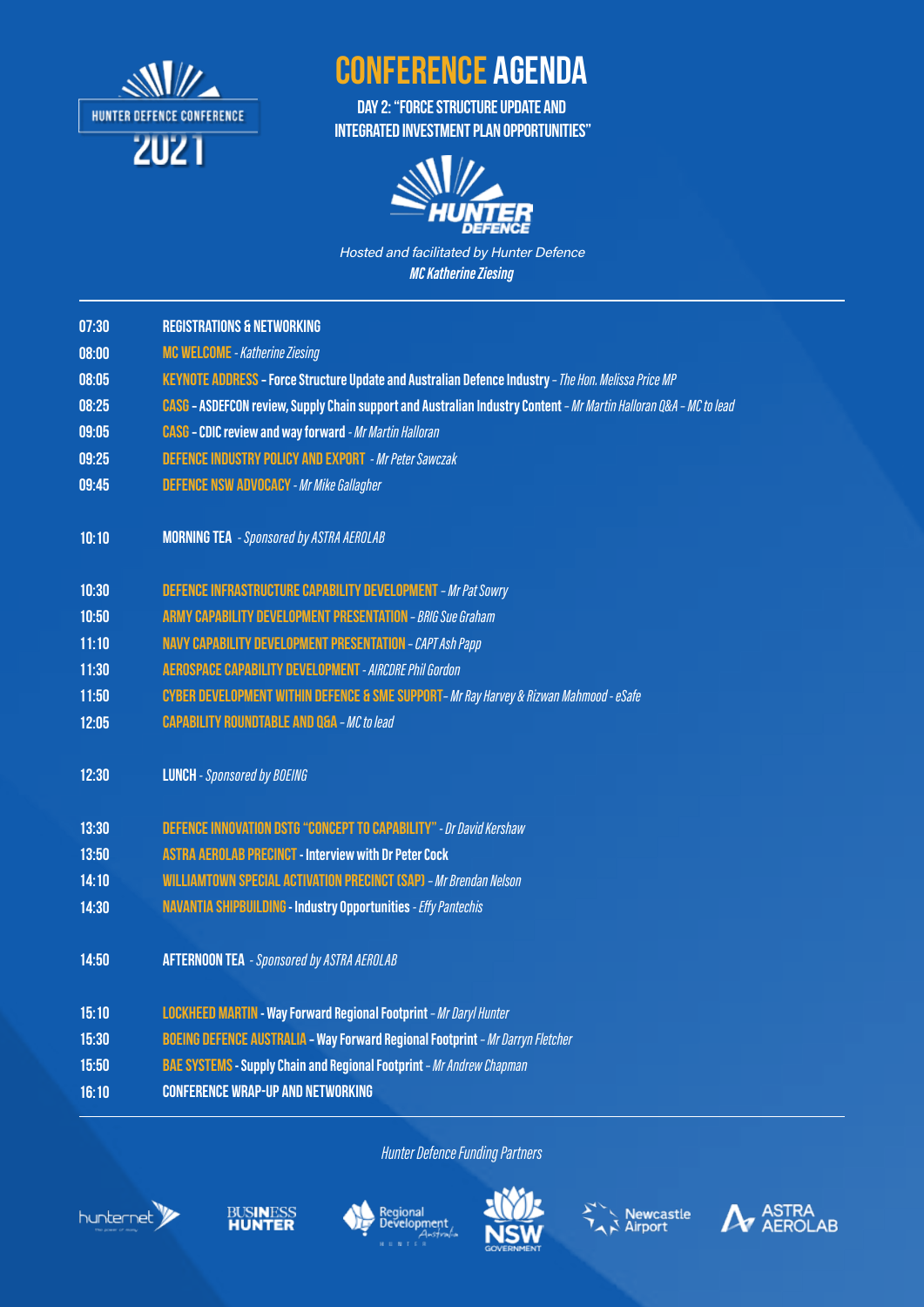HUNTER DEFENCE CONFERENCE 2021

# CONFERENCE AGENDA

**DAY 2: "FORCE STRUCTURE UPDATE AND INTEGRATED INVESTMENT PLAN OPPORTUNITIES"**

HUNTER DEFENCE

*Hosted and facilitated by Hunter Defence*

***MC Katherine Ziesing***

| | |
|---|---|
| 07:30 | **REGISTRATIONS & NETWORKING** |
| 08:00 | **MC WELCOME** - *Katherine Ziesing* |
| 08:05 | **KEYNOTE ADDRESS – Force Structure Update and Australian Defence Industry** – *The Hon. Melissa Price MP* |
| 08:25 | **CASG – ASDEFCON review, Supply Chain support and Australian Industry Content** – *Mr Martin Halloran Q&A - MC to lead* |
| 09:05 | **CASG – CDIC review and way forward** - *Mr Martin Halloran* |
| 09:25 | **DEFENCE INDUSTRY POLICY AND EXPORT** - *Mr Peter Sawczak* |
| 09:45 | **DEFENCE NSW ADVOCACY** - *Mr Mike Gallagher* |
| 10:10 | **MORNING TEA** - *Sponsored by ASTRA AEROLAB* |
| 10:30 | **DEFENCE INFRASTRUCTURE CAPABILITY DEVELOPMENT** – *Mr Pat Sowry* |
| 10:50 | **ARMY CAPABILITY DEVELOPMENT PRESENTATION** – *BRIG Sue Graham* |
| 11:10 | **NAVY CAPABILITY DEVELOPMENT PRESENTATION** – *CAPT Ash Papp* |
| 11:30 | **AEROSPACE CAPABILITY DEVELOPMENT** - *AIRCDRE Phil Gordon* |
| 11:50 | **CYBER DEVELOPMENT WITHIN DEFENCE & SME SUPPORT**- *Mr Ray Harvey & Rizwan Mahmood - eSafe* |
| 12:05 | **CAPABILITY ROUNDTABLE AND Q&A** – *MC to lead* |
| 12:30 | **LUNCH** - *Sponsored by BOEING* |
| 13:30 | **DEFENCE INNOVATION DSTG "CONCEPT TO CAPABILITY"** - *Dr David Kershaw* |
| 13:50 | **ASTRA AEROLAB PRECINCT - Interview with Dr Peter Cock** |
| 14:10 | **WILLIAMTOWN SPECIAL ACTIVATION PRECINCT (SAP)** – *Mr Brendan Nelson* |
| 14:30 | **NAVANTIA SHIPBUILDING - Industry Opportunities** - *Effy Pantechis* |
| 14:50 | **AFTERNOON TEA** - *Sponsored by ASTRA AEROLAB* |
| 15:10 | **LOCKHEED MARTIN - Way Forward Regional Footprint** – *Mr Daryl Hunter* |
| 15:30 | **BOEING DEFENCE AUSTRALIA – Way Forward Regional Footprint** – *Mr Darryn Fletcher* |
| 15:50 | **BAE SYSTEMS - Supply Chain and Regional Footprint** - *Mr Andrew Chapman* |
| 16:10 | **CONFERENCE WRAP-UP AND NETWORKING** |

*Hunter Defence Funding Partners*

hunternet · BUSINESS HUNTER · Regional Development Australia Hunter · NSW Government · Newcastle Airport · ASTRA AEROLAB